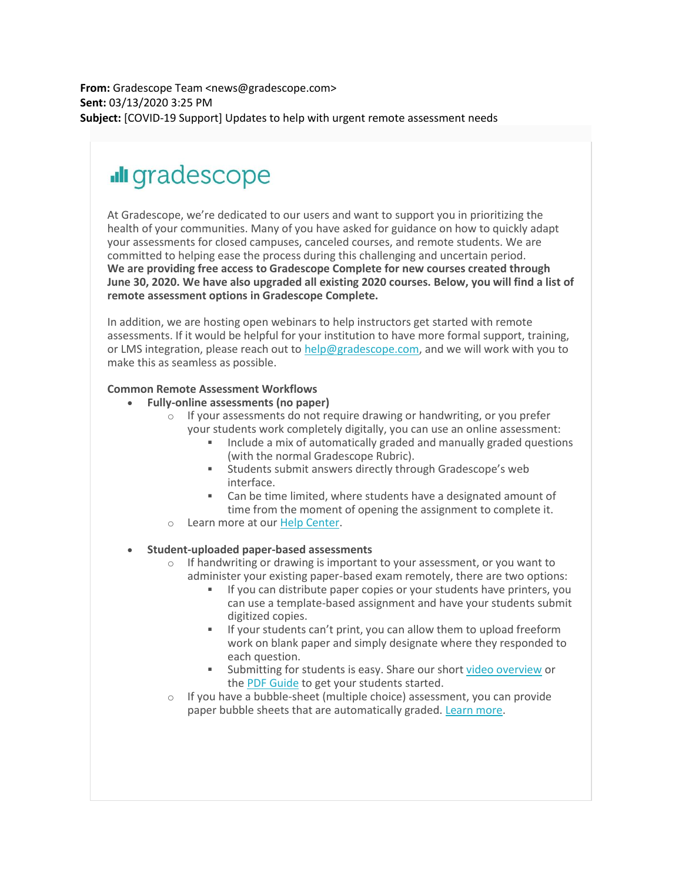**From:** Gradescope Team <news@gradescope.com>
**Sent:** 03/13/2020 3:25 PM
**Subject:** [COVID-19 Support] Updates to help with urgent remote assessment needs

gradescope

At Gradescope, we're dedicated to our users and want to support you in prioritizing the health of your communities. Many of you have asked for guidance on how to quickly adapt your assessments for closed campuses, canceled courses, and remote students. We are committed to helping ease the process during this challenging and uncertain period. **We are providing free access to Gradescope Complete for new courses created through June 30, 2020. We have also upgraded all existing 2020 courses. Below, you will find a list of remote assessment options in Gradescope Complete.**

In addition, we are hosting open webinars to help instructors get started with remote assessments. If it would be helpful for your institution to have more formal support, training, or LMS integration, please reach out to help@gradescope.com, and we will work with you to make this as seamless as possible.

**Common Remote Assessment Workflows**

- **Fully-online assessments (no paper)**
  - If your assessments do not require drawing or handwriting, or you prefer your students work completely digitally, you can use an online assessment:
    - Include a mix of automatically graded and manually graded questions (with the normal Gradescope Rubric).
    - Students submit answers directly through Gradescope's web interface.
    - Can be time limited, where students have a designated amount of time from the moment of opening the assignment to complete it.
  - Learn more at our Help Center.

- **Student-uploaded paper-based assessments**
  - If handwriting or drawing is important to your assessment, or you want to administer your existing paper-based exam remotely, there are two options:
    - If you can distribute paper copies or your students have printers, you can use a template-based assignment and have your students submit digitized copies.
    - If your students can't print, you can allow them to upload freeform work on blank paper and simply designate where they responded to each question.
    - Submitting for students is easy. Share our short video overview or the PDF Guide to get your students started.
  - If you have a bubble-sheet (multiple choice) assessment, you can provide paper bubble sheets that are automatically graded. Learn more.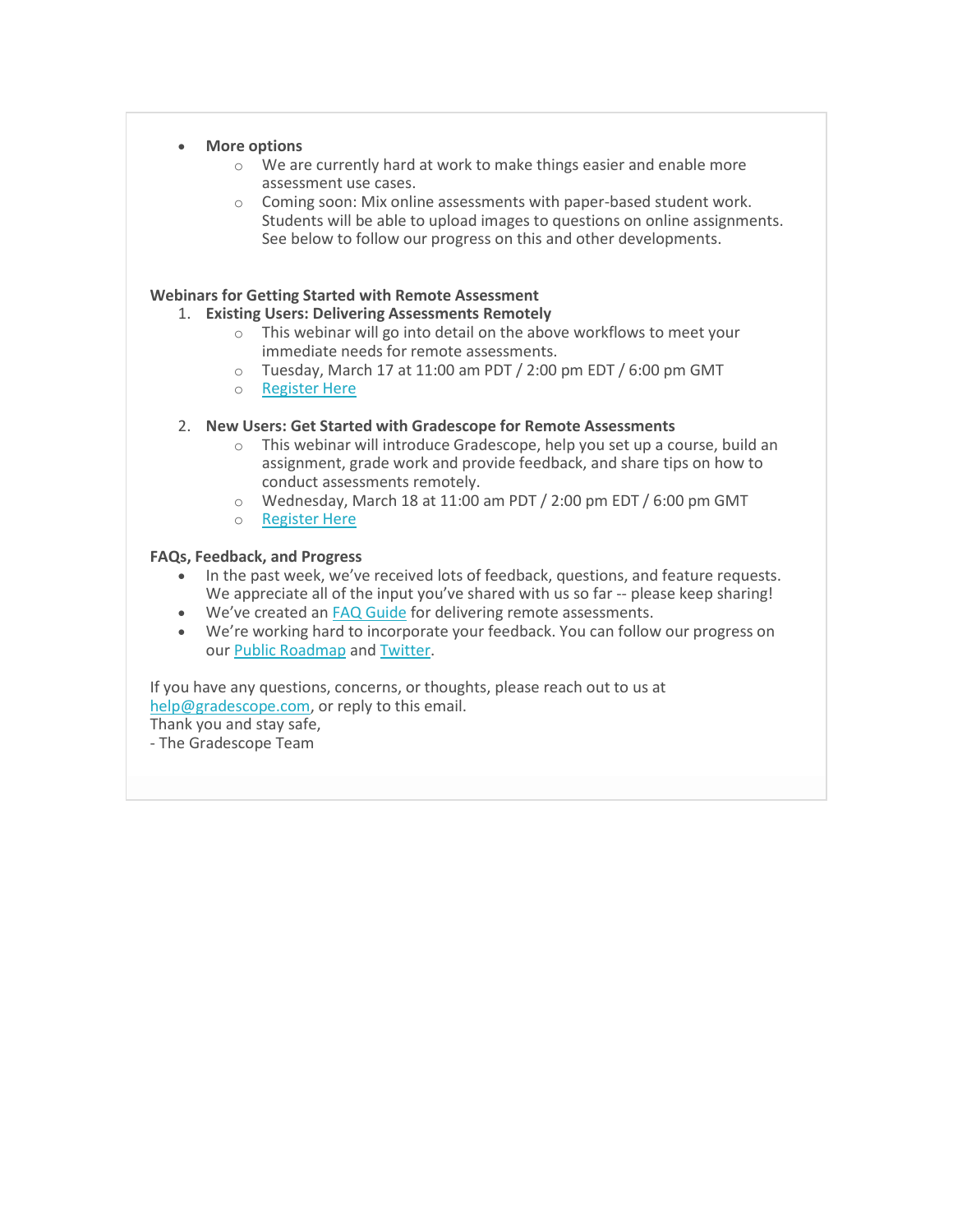- **More options**
  - We are currently hard at work to make things easier and enable more assessment use cases.
  - Coming soon: Mix online assessments with paper-based student work. Students will be able to upload images to questions on online assignments. See below to follow our progress on this and other developments.

**Webinars for Getting Started with Remote Assessment**

1. **Existing Users: Delivering Assessments Remotely**
   - This webinar will go into detail on the above workflows to meet your immediate needs for remote assessments.
   - Tuesday, March 17 at 11:00 am PDT / 2:00 pm EDT / 6:00 pm GMT
   - Register Here

2. **New Users: Get Started with Gradescope for Remote Assessments**
   - This webinar will introduce Gradescope, help you set up a course, build an assignment, grade work and provide feedback, and share tips on how to conduct assessments remotely.
   - Wednesday, March 18 at 11:00 am PDT / 2:00 pm EDT / 6:00 pm GMT
   - Register Here

**FAQs, Feedback, and Progress**

- In the past week, we've received lots of feedback, questions, and feature requests. We appreciate all of the input you've shared with us so far -- please keep sharing!
- We've created an FAQ Guide for delivering remote assessments.
- We're working hard to incorporate your feedback. You can follow our progress on our Public Roadmap and Twitter.

If you have any questions, concerns, or thoughts, please reach out to us at help@gradescope.com, or reply to this email.
Thank you and stay safe,
- The Gradescope Team